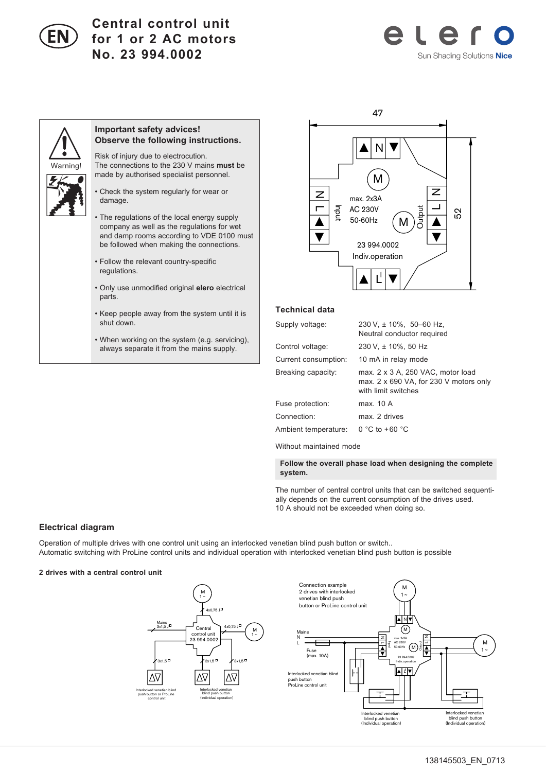# Central control unit for 1 or 2 AC motors No. 23 994.0002

elero Sun Shading Solutions Nice

Warning!

**Important safety advices!**
**Observe the following instructions.**

Risk of injury due to electrocution.
The connections to the 230 V mains **must** be made by authorised specialist personnel.

- Check the system regularly for wear or damage.
- The regulations of the local energy supply company as well as the regulations for wet and damp rooms according to VDE 0100 must be followed when making the connections.
- Follow the relevant country-specific regulations.
- Only use unmodified original **elero** electrical parts.
- Keep people away from the system until it is shut down.
- When working on the system (e.g. servicing), always separate it from the mains supply.

47

52

▲ N ▼

M

N L ▲ ▼ Input

max. 2x3A
AC 230V
50-60Hz

M

Output N L ▲ ▼

23 994.0002
Indiv.operation

▲ L' ▼

## Technical data

| | |
|---|---|
| Supply voltage: | 230 V, ± 10%, 50–60 Hz, Neutral conductor required |
| Control voltage: | 230 V, ± 10%, 50 Hz |
| Current consumption: | 10 mA in relay mode |
| Breaking capacity: | max. 2 x 3 A, 250 VAC, motor load<br>max. 2 x 690 VA, for 230 V motors only with limit switches |
| Fuse protection: | max. 10 A |
| Connection: | max. 2 drives |
| Ambient temperature: | 0 °C to +60 °C |

Without maintained mode

**Follow the overall phase load when designing the complete system.**

The number of central control units that can be switched sequentially depends on the current consumption of the drives used. 10 A should not be exceeded when doing so.

## Electrical diagram

Operation of multiple drives with one control unit using an interlocked venetian blind push button or switch..
Automatic switching with ProLine control units and individual operation with interlocked venetian blind push button is possible

**2 drives with a central control unit**

M 1~, 4x0,75 J, Mains 3x1,5 J, Central control unit 23 994.0002, 4x0,75 J, M 1~, 3x1,5, 3x1,5, 3x1,5

Interlocked venetian blind push button or ProLine control unit

Interlocked venetian blind push button (Individual operation)

Connection example
2 drives with interlocked venetian blind push button or ProLine control unit

Mains N L

Fuse (max. 10A)

Interlocked venetian blind push button ProLine control unit

Interlocked venetian blind push button (Individual operation)

Interlocked venetian blind push button (Individual operation)

138145503_EN_0713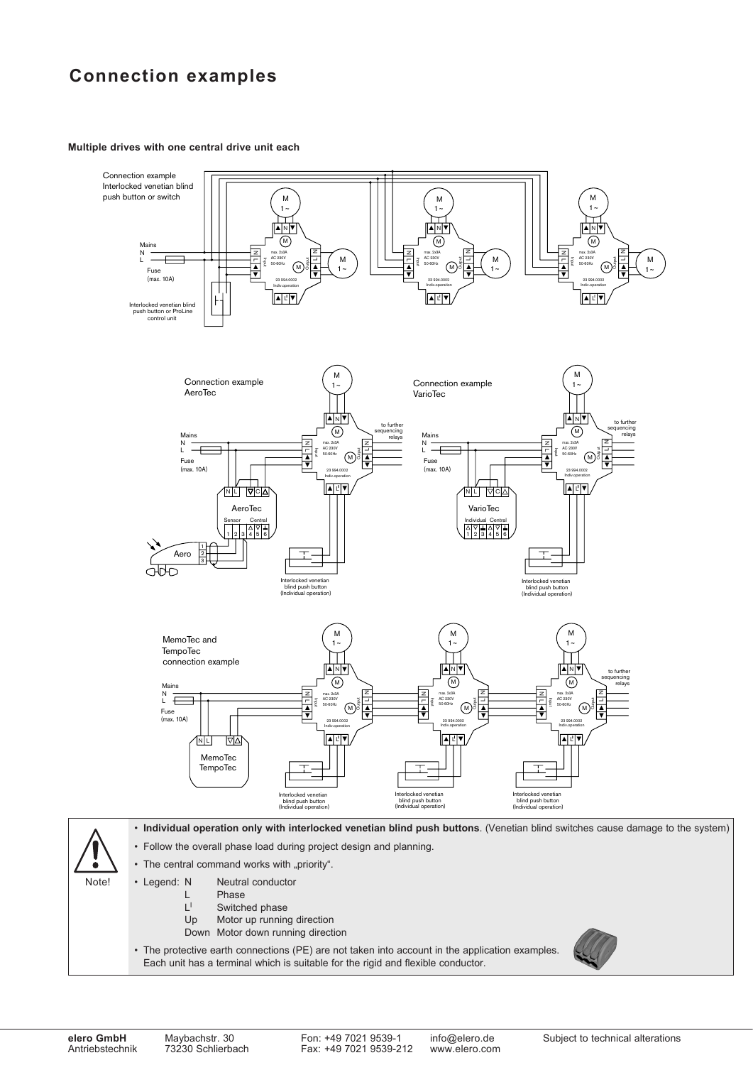# Connection examples

**Multiple drives with one central drive unit each**

Connection example
Interlocked venetian blind
push button or switch

Mains
N
L
Fuse
(max. 10A)

Interlocked venetian blind
push button or ProLine
control unit

Connection example
AeroTec

AeroTec
Sensor Central
Aero

Interlocked venetian
blind push button
(Individual operation)

to further
sequencing
relays

Connection example
VarioTec

VarioTec
Individual Central

Interlocked venetian
blind push button
(Individual operation)

MemoTec and
TempoTec
connection example

MemoTec
TempoTec

Interlocked venetian
blind push button
(Individual operation)

max. 2x3A
AC 230V
50-60Hz
23 994.0002
Indiv.operation

Note!

- **Individual operation only with interlocked venetian blind push buttons**. (Venetian blind switches cause damage to the system)
- Follow the overall phase load during project design and planning.
- The central command works with „priority".
- Legend: N Neutral conductor
  L Phase
  L' Switched phase
  Up Motor up running direction
  Down Motor down running direction
- The protective earth connections (PE) are not taken into account in the application examples. Each unit has a terminal which is suitable for the rigid and flexible conductor.

**elero GmbH** Antriebstechnik — Maybachstr. 30, 73230 Schlierbach — Fon: +49 7021 9539-1, Fax: +49 7021 9539-212 — info@elero.de, www.elero.com — Subject to technical alterations